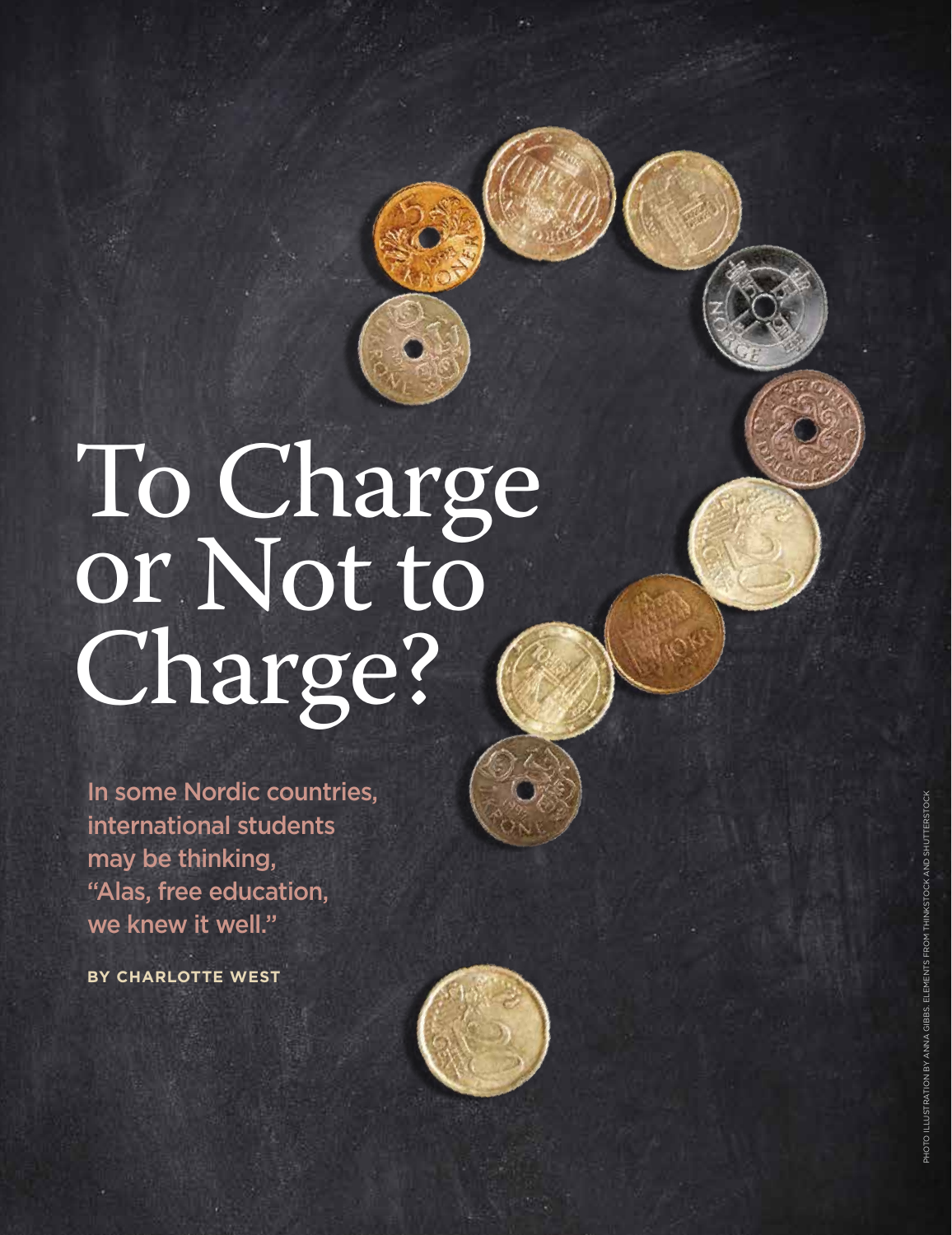# To Charge or Not to Charge?

In some Nordic countries, international students may be thinking, "Alas, free education, we knew it well."

**BY CHARLOTTE WEST**

PHOTO ILLUSTRATION BY ANNA GIBBS. ELEMENTS FROM THINKSTOCK AND SHUTTERSTOCK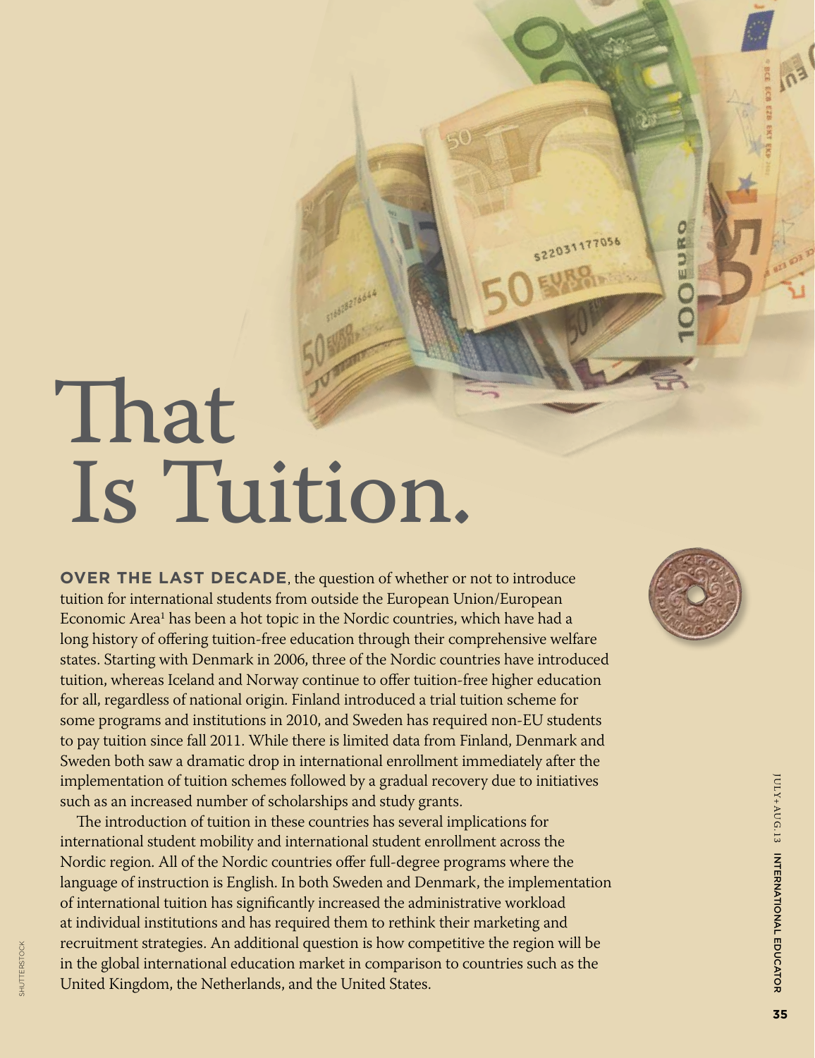# That Is Tuition.

**OVER THE LAST DECADE**, the question of whether or not to introduce tuition for international students from outside the European Union/European Economic Area[1] has been a hot topic in the Nordic countries, which have had a long history of offering tuition-free education through their comprehensive welfare states. Starting with Denmark in 2006, three of the Nordic countries have introduced tuition, whereas Iceland and Norway continue to offer tuition-free higher education for all, regardless of national origin. Finland introduced a trial tuition scheme for some programs and institutions in 2010, and Sweden has required non-EU students to pay tuition since fall 2011. While there is limited data from Finland, Denmark and Sweden both saw a dramatic drop in international enrollment immediately after the implementation of tuition schemes followed by a gradual recovery due to initiatives such as an increased number of scholarships and study grants.

The introduction of tuition in these countries has several implications for international student mobility and international student enrollment across the Nordic region. All of the Nordic countries offer full-degree programs where the language of instruction is English. In both Sweden and Denmark, the implementation of international tuition has significantly increased the administrative workload at individual institutions and has required them to rethink their marketing and recruitment strategies. An additional question is how competitive the region will be in the global international education market in comparison to countries such as the United Kingdom, the Netherlands, and the United States.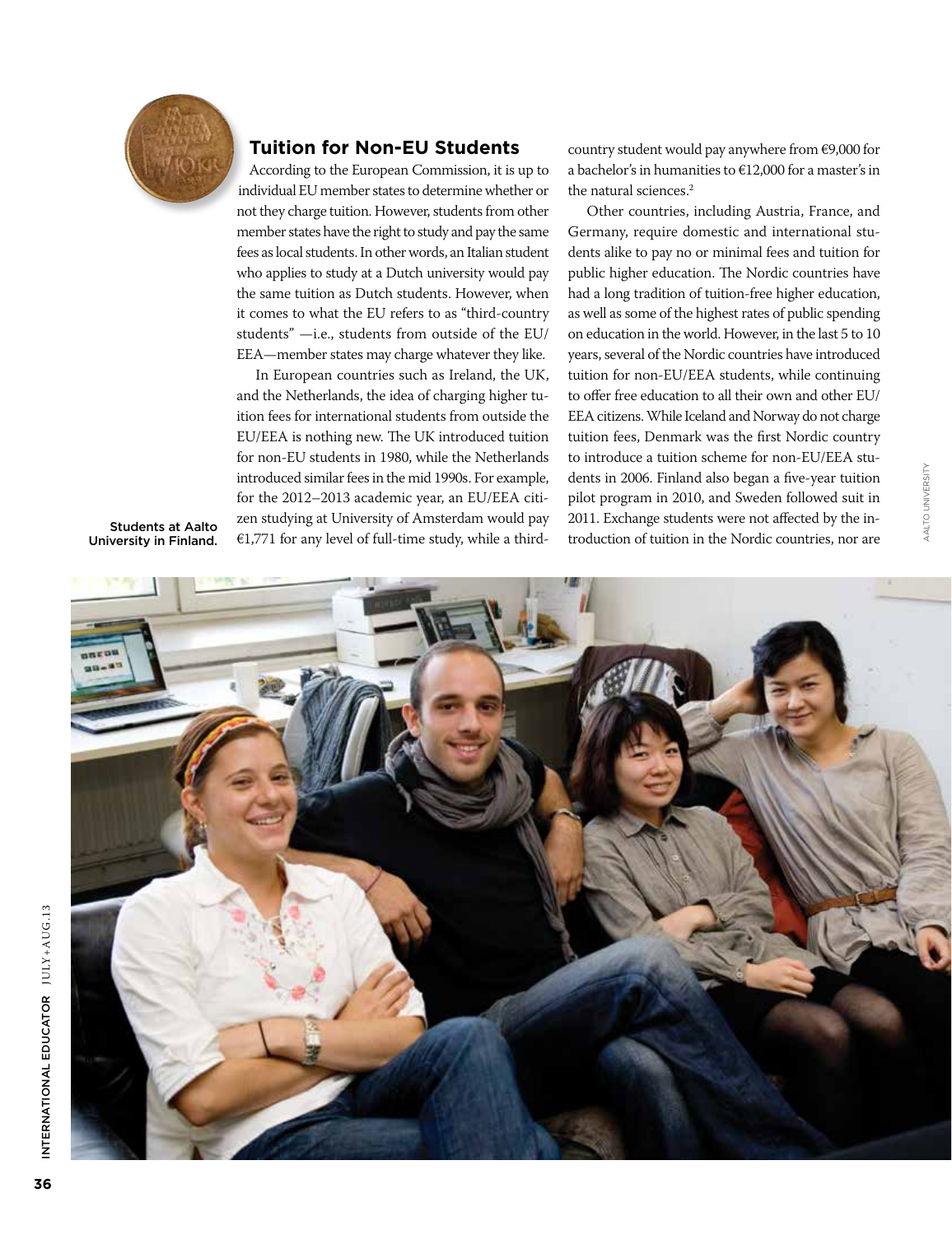## Tuition for Non-EU Students

According to the European Commission, it is up to individual EU member states to determine whether or not they charge tuition. However, students from other member states have the right to study and pay the same fees as local students. In other words, an Italian student who applies to study at a Dutch university would pay the same tuition as Dutch students. However, when it comes to what the EU refers to as "third-country students" —i.e., students from outside of the EU/EEA—member states may charge whatever they like.

In European countries such as Ireland, the UK, and the Netherlands, the idea of charging higher tuition fees for international students from outside the EU/EEA is nothing new. The UK introduced tuition for non-EU students in 1980, while the Netherlands introduced similar fees in the mid 1990s. For example, for the 2012–2013 academic year, an EU/EEA citizen studying at University of Amsterdam would pay €1,771 for any level of full-time study, while a third-country student would pay anywhere from €9,000 for a bachelor's in humanities to €12,000 for a master's in the natural sciences.[2]

Other countries, including Austria, France, and Germany, require domestic and international students alike to pay no or minimal fees and tuition for public higher education. The Nordic countries have had a long tradition of tuition-free higher education, as well as some of the highest rates of public spending on education in the world. However, in the last 5 to 10 years, several of the Nordic countries have introduced tuition for non-EU/EEA students, while continuing to offer free education to all their own and other EU/EEA citizens. While Iceland and Norway do not charge tuition fees, Denmark was the first Nordic country to introduce a tuition scheme for non-EU/EEA students in 2006. Finland also began a five-year tuition pilot program in 2010, and Sweden followed suit in 2011. Exchange students were not affected by the introduction of tuition in the Nordic countries, nor are

Students at Aalto University in Finland.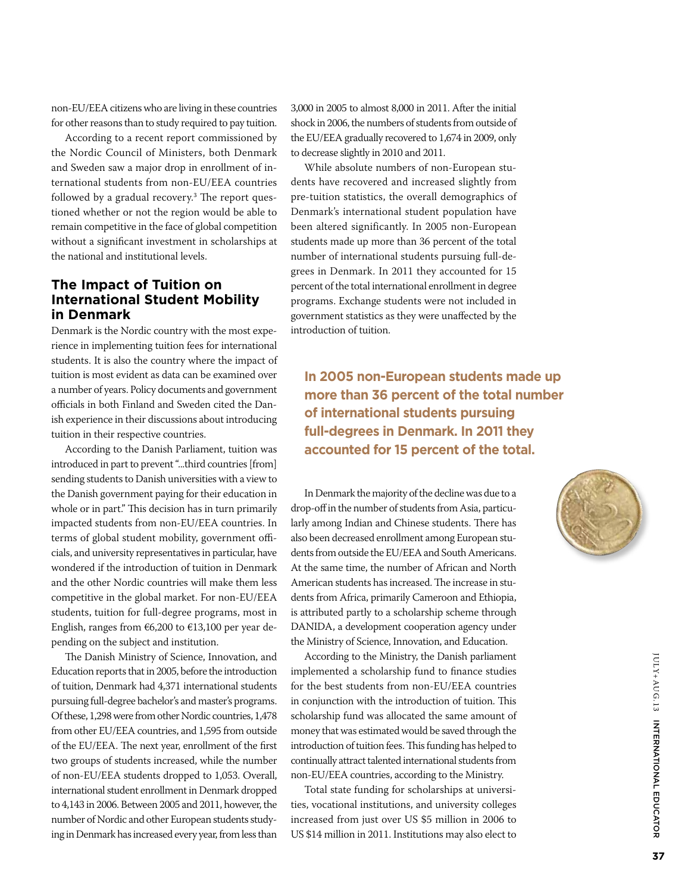non-EU/EEA citizens who are living in these countries for other reasons than to study required to pay tuition.

According to a recent report commissioned by the Nordic Council of Ministers, both Denmark and Sweden saw a major drop in enrollment of international students from non-EU/EEA countries followed by a gradual recovery.[3] The report questioned whether or not the region would be able to remain competitive in the face of global competition without a significant investment in scholarships at the national and institutional levels.

## The Impact of Tuition on International Student Mobility in Denmark

Denmark is the Nordic country with the most experience in implementing tuition fees for international students. It is also the country where the impact of tuition is most evident as data can be examined over a number of years. Policy documents and government officials in both Finland and Sweden cited the Danish experience in their discussions about introducing tuition in their respective countries.

According to the Danish Parliament, tuition was introduced in part to prevent "...third countries [from] sending students to Danish universities with a view to the Danish government paying for their education in whole or in part." This decision has in turn primarily impacted students from non-EU/EEA countries. In terms of global student mobility, government officials, and university representatives in particular, have wondered if the introduction of tuition in Denmark and the other Nordic countries will make them less competitive in the global market. For non-EU/EEA students, tuition for full-degree programs, most in English, ranges from €6,200 to €13,100 per year depending on the subject and institution.

The Danish Ministry of Science, Innovation, and Education reports that in 2005, before the introduction of tuition, Denmark had 4,371 international students pursuing full-degree bachelor's and master's programs. Of these, 1,298 were from other Nordic countries, 1,478 from other EU/EEA countries, and 1,595 from outside of the EU/EEA. The next year, enrollment of the first two groups of students increased, while the number of non-EU/EEA students dropped to 1,053. Overall, international student enrollment in Denmark dropped to 4,143 in 2006. Between 2005 and 2011, however, the number of Nordic and other European students studying in Denmark has increased every year, from less than 3,000 in 2005 to almost 8,000 in 2011. After the initial shock in 2006, the numbers of students from outside of the EU/EEA gradually recovered to 1,674 in 2009, only to decrease slightly in 2010 and 2011.

While absolute numbers of non-European students have recovered and increased slightly from pre-tuition statistics, the overall demographics of Denmark's international student population have been altered significantly. In 2005 non-European students made up more than 36 percent of the total number of international students pursuing full-degrees in Denmark. In 2011 they accounted for 15 percent of the total international enrollment in degree programs. Exchange students were not included in government statistics as they were unaffected by the introduction of tuition.

**In 2005 non-European students made up more than 36 percent of the total number of international students pursuing full-degrees in Denmark. In 2011 they accounted for 15 percent of the total.**

In Denmark the majority of the decline was due to a drop-off in the number of students from Asia, particularly among Indian and Chinese students. There has also been decreased enrollment among European students from outside the EU/EEA and South Americans. At the same time, the number of African and North American students has increased. The increase in students from Africa, primarily Cameroon and Ethiopia, is attributed partly to a scholarship scheme through DANIDA, a development cooperation agency under the Ministry of Science, Innovation, and Education.

According to the Ministry, the Danish parliament implemented a scholarship fund to finance studies for the best students from non-EU/EEA countries in conjunction with the introduction of tuition. This scholarship fund was allocated the same amount of money that was estimated would be saved through the introduction of tuition fees. This funding has helped to continually attract talented international students from non-EU/EEA countries, according to the Ministry.

Total state funding for scholarships at universities, vocational institutions, and university colleges increased from just over US $5 million in 2006 to US $14 million in 2011. Institutions may also elect to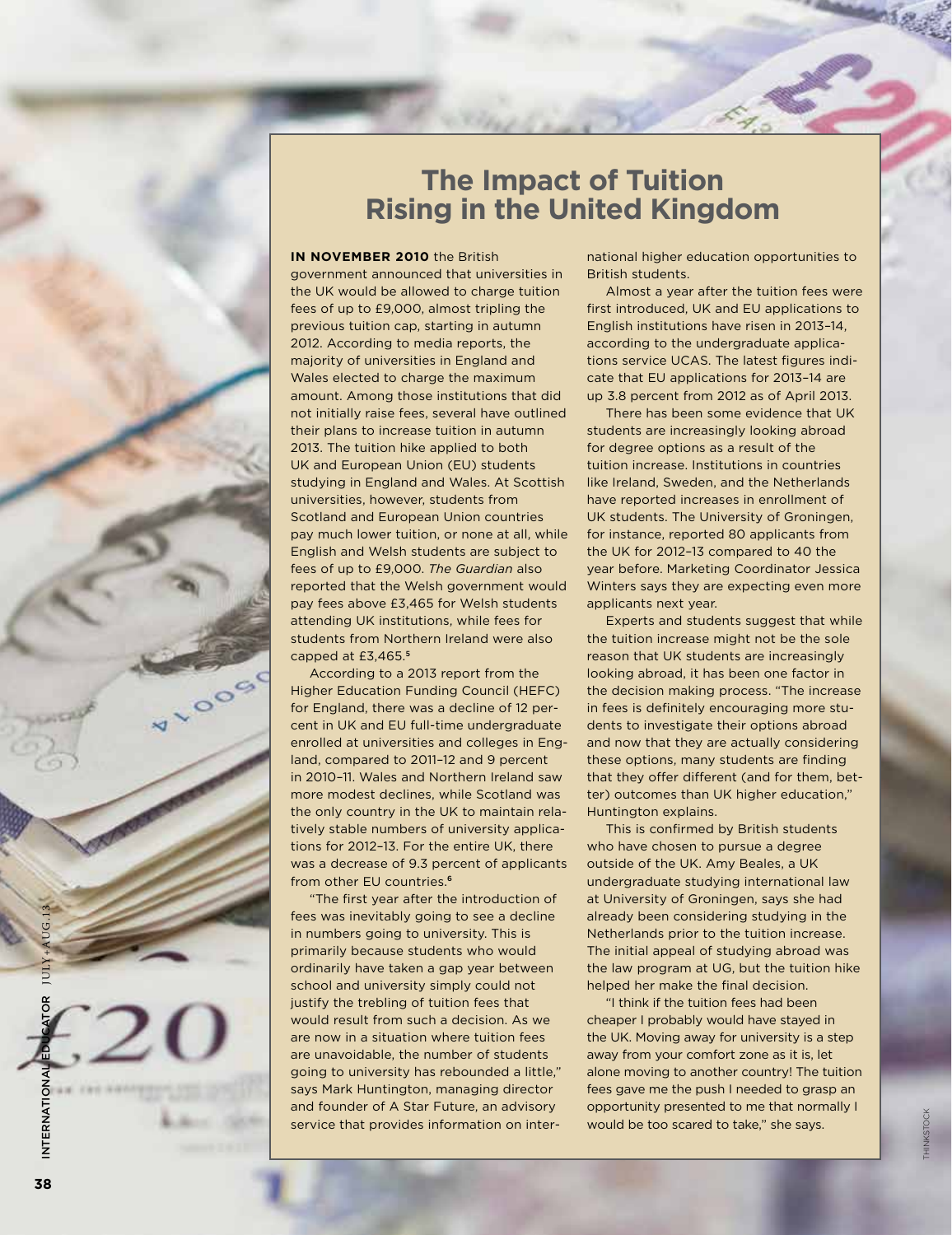# The Impact of Tuition Rising in the United Kingdom

**IN NOVEMBER 2010** the British government announced that universities in the UK would be allowed to charge tuition fees of up to £9,000, almost tripling the previous tuition cap, starting in autumn 2012. According to media reports, the majority of universities in England and Wales elected to charge the maximum amount. Among those institutions that did not initially raise fees, several have outlined their plans to increase tuition in autumn 2013. The tuition hike applied to both UK and European Union (EU) students studying in England and Wales. At Scottish universities, however, students from Scotland and European Union countries pay much lower tuition, or none at all, while English and Welsh students are subject to fees of up to £9,000. *The Guardian* also reported that the Welsh government would pay fees above £3,465 for Welsh students attending UK institutions, while fees for students from Northern Ireland were also capped at £3,465.[5]

According to a 2013 report from the Higher Education Funding Council (HEFC) for England, there was a decline of 12 percent in UK and EU full-time undergraduate enrolled at universities and colleges in England, compared to 2011–12 and 9 percent in 2010–11. Wales and Northern Ireland saw more modest declines, while Scotland was the only country in the UK to maintain relatively stable numbers of university applications for 2012–13. For the entire UK, there was a decrease of 9.3 percent of applicants from other EU countries.[6]

"The first year after the introduction of fees was inevitably going to see a decline in numbers going to university. This is primarily because students who would ordinarily have taken a gap year between school and university simply could not justify the trebling of tuition fees that would result from such a decision. As we are now in a situation where tuition fees are unavoidable, the number of students going to university has rebounded a little," says Mark Huntington, managing director and founder of A Star Future, an advisory service that provides information on international higher education opportunities to British students.

Almost a year after the tuition fees were first introduced, UK and EU applications to English institutions have risen in 2013–14, according to the undergraduate applications service UCAS. The latest figures indicate that EU applications for 2013–14 are up 3.8 percent from 2012 as of April 2013.

There has been some evidence that UK students are increasingly looking abroad for degree options as a result of the tuition increase. Institutions in countries like Ireland, Sweden, and the Netherlands have reported increases in enrollment of UK students. The University of Groningen, for instance, reported 80 applicants from the UK for 2012–13 compared to 40 the year before. Marketing Coordinator Jessica Winters says they are expecting even more applicants next year.

Experts and students suggest that while the tuition increase might not be the sole reason that UK students are increasingly looking abroad, it has been one factor in the decision making process. "The increase in fees is definitely encouraging more students to investigate their options abroad and now that they are actually considering these options, many students are finding that they offer different (and for them, better) outcomes than UK higher education," Huntington explains.

This is confirmed by British students who have chosen to pursue a degree outside of the UK. Amy Beales, a UK undergraduate studying international law at University of Groningen, says she had already been considering studying in the Netherlands prior to the tuition increase. The initial appeal of studying abroad was the law program at UG, but the tuition hike helped her make the final decision.

"I think if the tuition fees had been cheaper I probably would have stayed in the UK. Moving away for university is a step away from your comfort zone as it is, let alone moving to another country! The tuition fees gave me the push I needed to grasp an opportunity presented to me that normally I would be too scared to take," she says.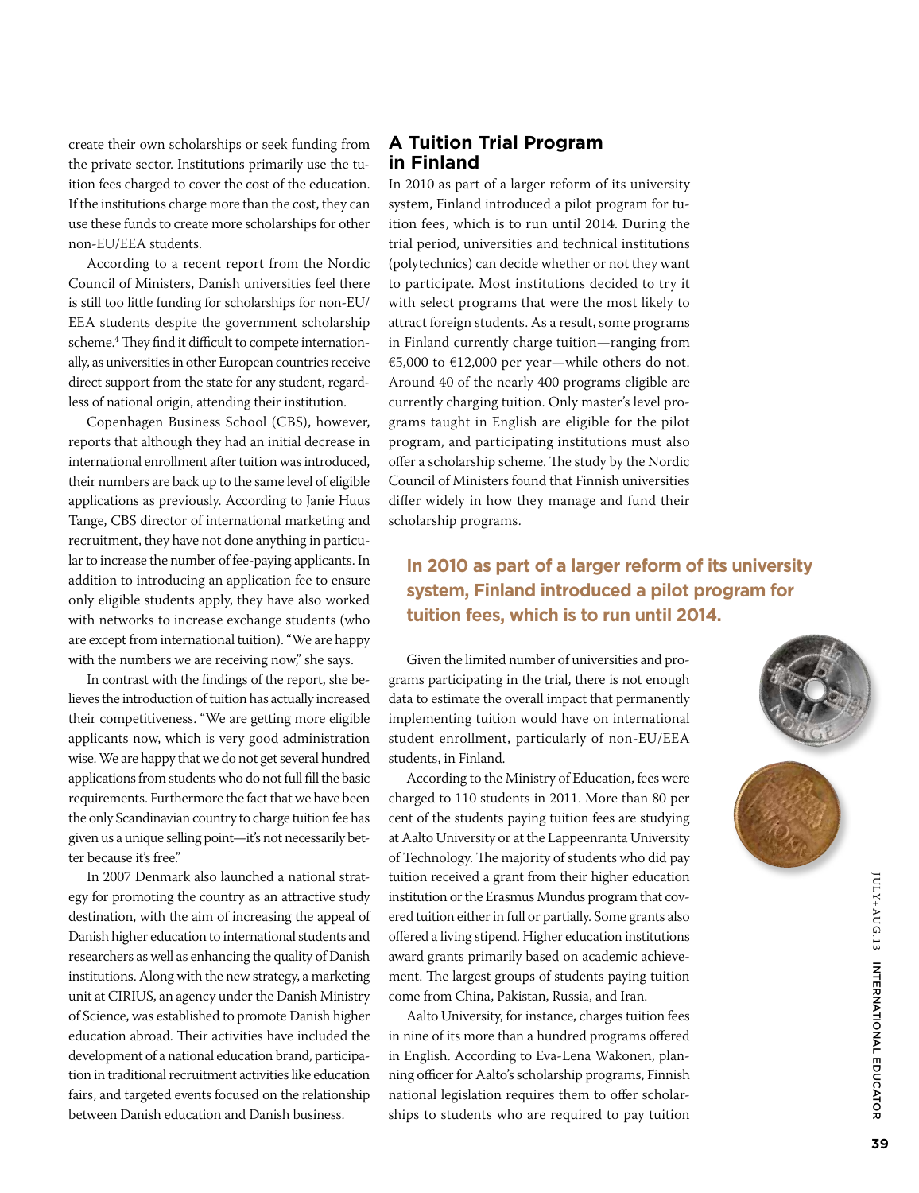create their own scholarships or seek funding from the private sector. Institutions primarily use the tuition fees charged to cover the cost of the education. If the institutions charge more than the cost, they can use these funds to create more scholarships for other non-EU/EEA students.

According to a recent report from the Nordic Council of Ministers, Danish universities feel there is still too little funding for scholarships for non-EU/EEA students despite the government scholarship scheme.[4] They find it difficult to compete internationally, as universities in other European countries receive direct support from the state for any student, regardless of national origin, attending their institution.

Copenhagen Business School (CBS), however, reports that although they had an initial decrease in international enrollment after tuition was introduced, their numbers are back up to the same level of eligible applications as previously. According to Janie Huus Tange, CBS director of international marketing and recruitment, they have not done anything in particular to increase the number of fee-paying applicants. In addition to introducing an application fee to ensure only eligible students apply, they have also worked with networks to increase exchange students (who are except from international tuition). "We are happy with the numbers we are receiving now," she says.

In contrast with the findings of the report, she believes the introduction of tuition has actually increased their competitiveness. "We are getting more eligible applicants now, which is very good administration wise. We are happy that we do not get several hundred applications from students who do not full fill the basic requirements. Furthermore the fact that we have been the only Scandinavian country to charge tuition fee has given us a unique selling point—it's not necessarily better because it's free."

In 2007 Denmark also launched a national strategy for promoting the country as an attractive study destination, with the aim of increasing the appeal of Danish higher education to international students and researchers as well as enhancing the quality of Danish institutions. Along with the new strategy, a marketing unit at CIRIUS, an agency under the Danish Ministry of Science, was established to promote Danish higher education abroad. Their activities have included the development of a national education brand, participation in traditional recruitment activities like education fairs, and targeted events focused on the relationship between Danish education and Danish business.

## A Tuition Trial Program in Finland

In 2010 as part of a larger reform of its university system, Finland introduced a pilot program for tuition fees, which is to run until 2014. During the trial period, universities and technical institutions (polytechnics) can decide whether or not they want to participate. Most institutions decided to try it with select programs that were the most likely to attract foreign students. As a result, some programs in Finland currently charge tuition—ranging from €5,000 to €12,000 per year—while others do not. Around 40 of the nearly 400 programs eligible are currently charging tuition. Only master's level programs taught in English are eligible for the pilot program, and participating institutions must also offer a scholarship scheme. The study by the Nordic Council of Ministers found that Finnish universities differ widely in how they manage and fund their scholarship programs.

**In 2010 as part of a larger reform of its university system, Finland introduced a pilot program for tuition fees, which is to run until 2014.**

Given the limited number of universities and programs participating in the trial, there is not enough data to estimate the overall impact that permanently implementing tuition would have on international student enrollment, particularly of non-EU/EEA students, in Finland.

According to the Ministry of Education, fees were charged to 110 students in 2011. More than 80 per cent of the students paying tuition fees are studying at Aalto University or at the Lappeenranta University of Technology. The majority of students who did pay tuition received a grant from their higher education institution or the Erasmus Mundus program that covered tuition either in full or partially. Some grants also offered a living stipend. Higher education institutions award grants primarily based on academic achievement. The largest groups of students paying tuition come from China, Pakistan, Russia, and Iran.

Aalto University, for instance, charges tuition fees in nine of its more than a hundred programs offered in English. According to Eva-Lena Wakonen, planning officer for Aalto's scholarship programs, Finnish national legislation requires them to offer scholarships to students who are required to pay tuition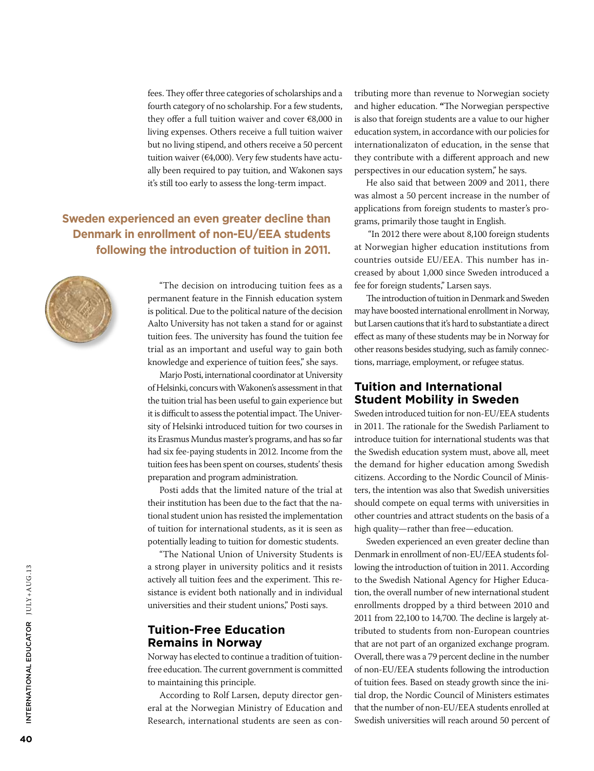fees. They offer three categories of scholarships and a fourth category of no scholarship. For a few students, they offer a full tuition waiver and cover €8,000 in living expenses. Others receive a full tuition waiver but no living stipend, and others receive a 50 percent tuition waiver (€4,000). Very few students have actually been required to pay tuition, and Wakonen says it's still too early to assess the long-term impact.

**Sweden experienced an even greater decline than Denmark in enrollment of non-EU/EEA students following the introduction of tuition in 2011.**

"The decision on introducing tuition fees as a permanent feature in the Finnish education system is political. Due to the political nature of the decision Aalto University has not taken a stand for or against tuition fees. The university has found the tuition fee trial as an important and useful way to gain both knowledge and experience of tuition fees," she says.

Marjo Posti, international coordinator at University of Helsinki, concurs with Wakonen's assessment in that the tuition trial has been useful to gain experience but it is difficult to assess the potential impact. The University of Helsinki introduced tuition for two courses in its Erasmus Mundus master's programs, and has so far had six fee-paying students in 2012. Income from the tuition fees has been spent on courses, students' thesis preparation and program administration.

Posti adds that the limited nature of the trial at their institution has been due to the fact that the national student union has resisted the implementation of tuition for international students, as it is seen as potentially leading to tuition for domestic students.

"The National Union of University Students is a strong player in university politics and it resists actively all tuition fees and the experiment. This resistance is evident both nationally and in individual universities and their student unions," Posti says.

## Tuition-Free Education Remains in Norway

Norway has elected to continue a tradition of tuition-free education. The current government is committed to maintaining this principle.

According to Rolf Larsen, deputy director general at the Norwegian Ministry of Education and Research, international students are seen as contributing more than revenue to Norwegian society and higher education. "The Norwegian perspective is also that foreign students are a value to our higher education system, in accordance with our policies for internationalizaton of education, in the sense that they contribute with a different approach and new perspectives in our education system," he says.

He also said that between 2009 and 2011, there was almost a 50 percent increase in the number of applications from foreign students to master's programs, primarily those taught in English.

"In 2012 there were about 8,100 foreign students at Norwegian higher education institutions from countries outside EU/EEA. This number has increased by about 1,000 since Sweden introduced a fee for foreign students," Larsen says.

The introduction of tuition in Denmark and Sweden may have boosted international enrollment in Norway, but Larsen cautions that it's hard to substantiate a direct effect as many of these students may be in Norway for other reasons besides studying, such as family connections, marriage, employment, or refugee status.

## Tuition and International Student Mobility in Sweden

Sweden introduced tuition for non-EU/EEA students in 2011. The rationale for the Swedish Parliament to introduce tuition for international students was that the Swedish education system must, above all, meet the demand for higher education among Swedish citizens. According to the Nordic Council of Ministers, the intention was also that Swedish universities should compete on equal terms with universities in other countries and attract students on the basis of a high quality—rather than free—education.

Sweden experienced an even greater decline than Denmark in enrollment of non-EU/EEA students following the introduction of tuition in 2011. According to the Swedish National Agency for Higher Education, the overall number of new international student enrollments dropped by a third between 2010 and 2011 from 22,100 to 14,700. The decline is largely attributed to students from non-European countries that are not part of an organized exchange program. Overall, there was a 79 percent decline in the number of non-EU/EEA students following the introduction of tuition fees. Based on steady growth since the initial drop, the Nordic Council of Ministers estimates that the number of non-EU/EEA students enrolled at Swedish universities will reach around 50 percent of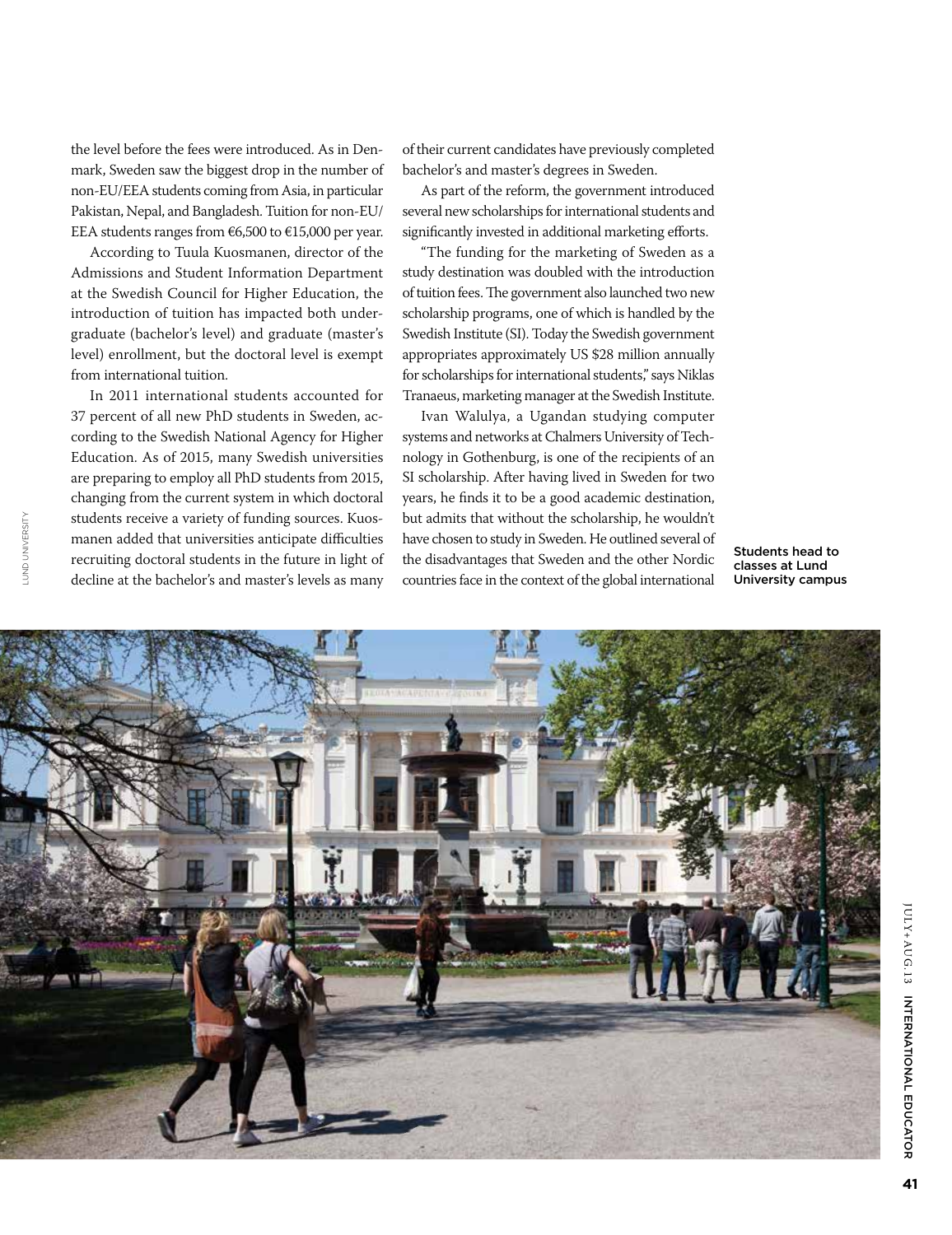the level before the fees were introduced. As in Denmark, Sweden saw the biggest drop in the number of non-EU/EEA students coming from Asia, in particular Pakistan, Nepal, and Bangladesh. Tuition for non-EU/EEA students ranges from €6,500 to €15,000 per year.

According to Tuula Kuosmanen, director of the Admissions and Student Information Department at the Swedish Council for Higher Education, the introduction of tuition has impacted both undergraduate (bachelor's level) and graduate (master's level) enrollment, but the doctoral level is exempt from international tuition.

In 2011 international students accounted for 37 percent of all new PhD students in Sweden, according to the Swedish National Agency for Higher Education. As of 2015, many Swedish universities are preparing to employ all PhD students from 2015, changing from the current system in which doctoral students receive a variety of funding sources. Kuosmanen added that universities anticipate difficulties recruiting doctoral students in the future in light of decline at the bachelor's and master's levels as many of their current candidates have previously completed bachelor's and master's degrees in Sweden.

As part of the reform, the government introduced several new scholarships for international students and significantly invested in additional marketing efforts.

"The funding for the marketing of Sweden as a study destination was doubled with the introduction of tuition fees. The government also launched two new scholarship programs, one of which is handled by the Swedish Institute (SI). Today the Swedish government appropriates approximately US $28 million annually for scholarships for international students," says Niklas Tranaeus, marketing manager at the Swedish Institute.

Ivan Walulya, a Ugandan studying computer systems and networks at Chalmers University of Technology in Gothenburg, is one of the recipients of an SI scholarship. After having lived in Sweden for two years, he finds it to be a good academic destination, but admits that without the scholarship, he wouldn't have chosen to study in Sweden. He outlined several of the disadvantages that Sweden and the other Nordic countries face in the context of the global international

Students head to classes at Lund University campus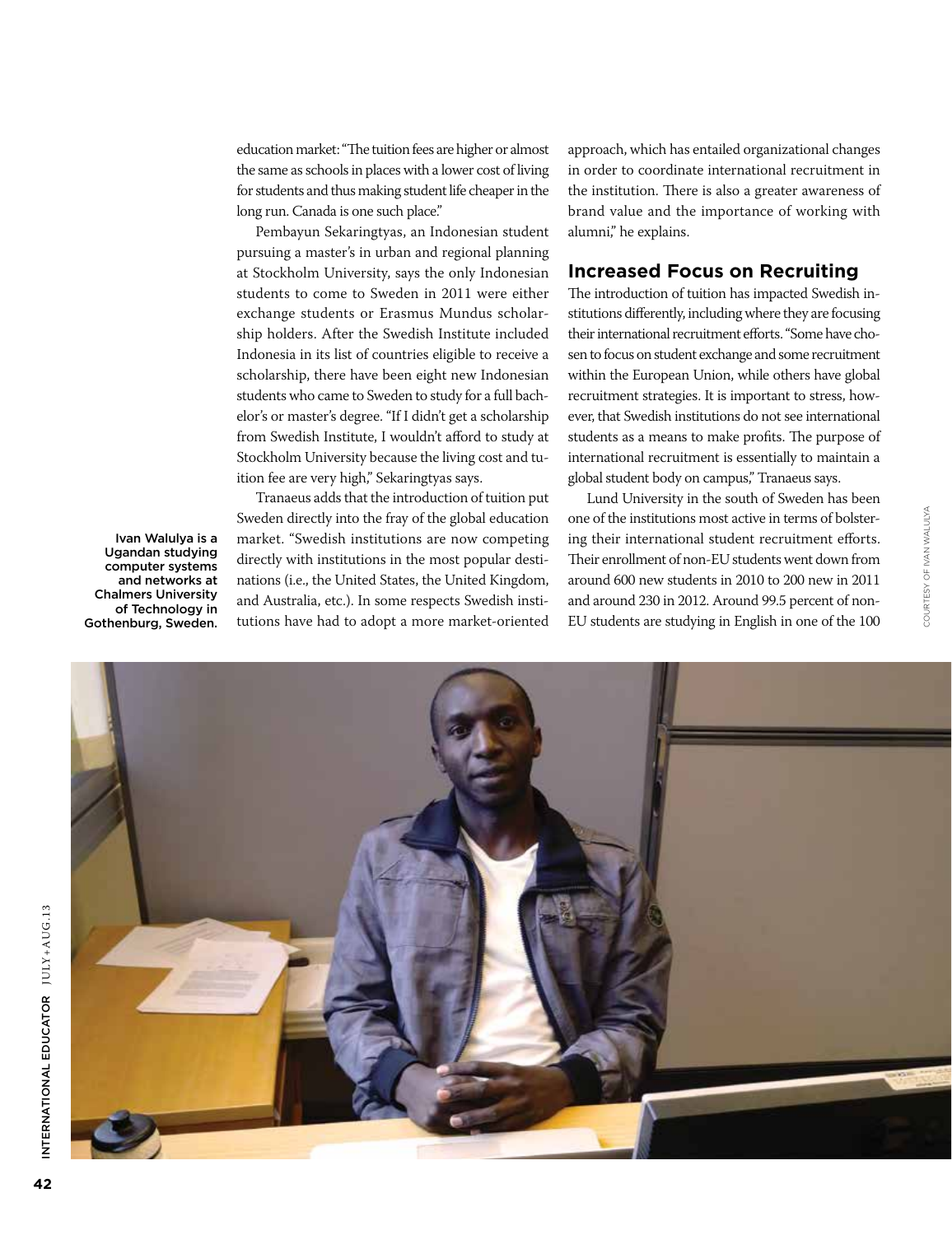education market: "The tuition fees are higher or almost the same as schools in places with a lower cost of living for students and thus making student life cheaper in the long run. Canada is one such place."

Pembayun Sekaringtyas, an Indonesian student pursuing a master's in urban and regional planning at Stockholm University, says the only Indonesian students to come to Sweden in 2011 were either exchange students or Erasmus Mundus scholarship holders. After the Swedish Institute included Indonesia in its list of countries eligible to receive a scholarship, there have been eight new Indonesian students who came to Sweden to study for a full bachelor's or master's degree. "If I didn't get a scholarship from Swedish Institute, I wouldn't afford to study at Stockholm University because the living cost and tuition fee are very high," Sekaringtyas says.

Tranaeus adds that the introduction of tuition put Sweden directly into the fray of the global education market. "Swedish institutions are now competing directly with institutions in the most popular destinations (i.e., the United States, the United Kingdom, and Australia, etc.). In some respects Swedish institutions have had to adopt a more market-oriented approach, which has entailed organizational changes in order to coordinate international recruitment in the institution. There is also a greater awareness of brand value and the importance of working with alumni," he explains.

## Increased Focus on Recruiting

The introduction of tuition has impacted Swedish institutions differently, including where they are focusing their international recruitment efforts. "Some have chosen to focus on student exchange and some recruitment within the European Union, while others have global recruitment strategies. It is important to stress, however, that Swedish institutions do not see international students as a means to make profits. The purpose of international recruitment is essentially to maintain a global student body on campus," Tranaeus says.

Lund University in the south of Sweden has been one of the institutions most active in terms of bolstering their international student recruitment efforts. Their enrollment of non-EU students went down from around 600 new students in 2010 to 200 new in 2011 and around 230 in 2012. Around 99.5 percent of non-EU students are studying in English in one of the 100

Ivan Walulya is a Ugandan studying computer systems and networks at Chalmers University of Technology in Gothenburg, Sweden.

COURTESY OF IVAN WALULYA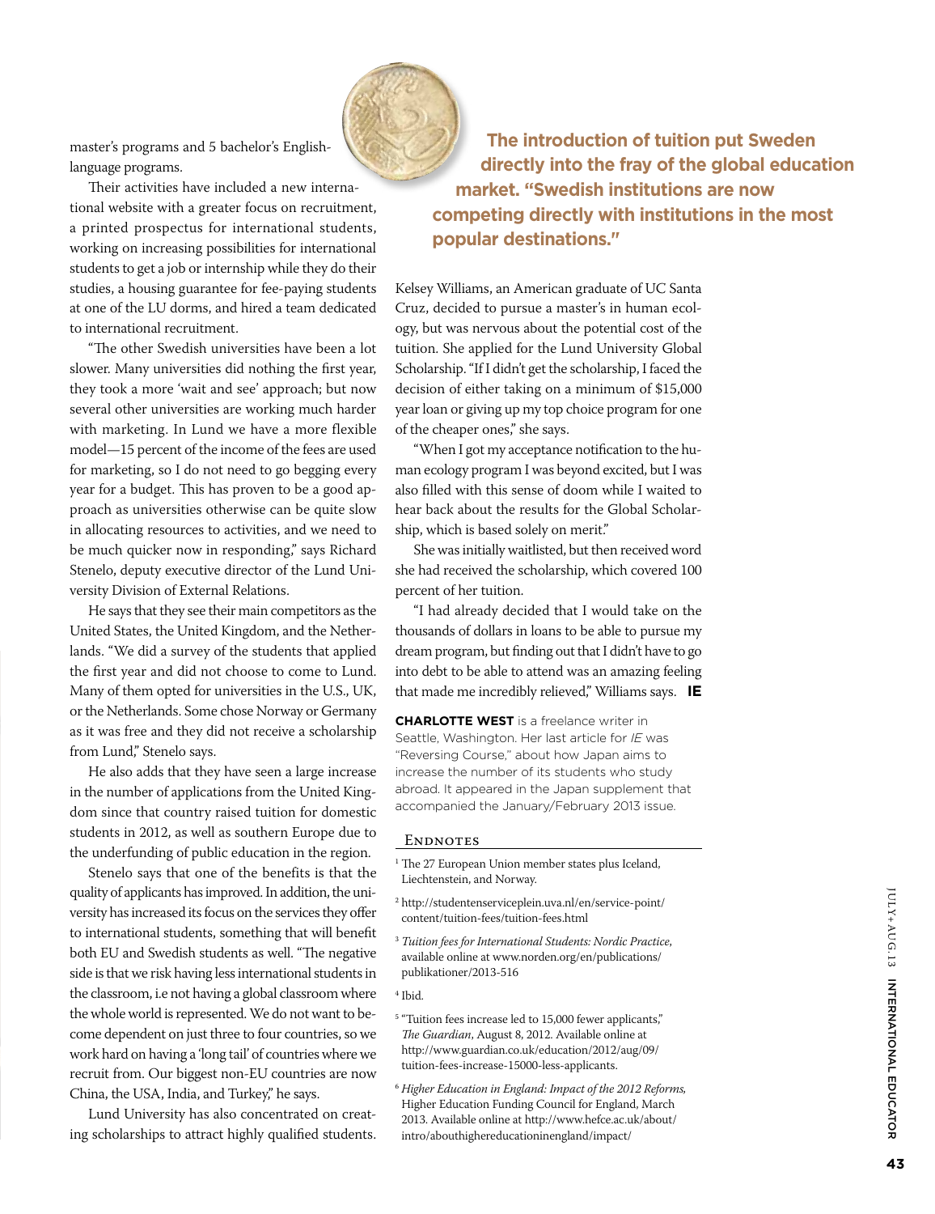master's programs and 5 bachelor's English-language programs.

Their activities have included a new international website with a greater focus on recruitment, a printed prospectus for international students, working on increasing possibilities for international students to get a job or internship while they do their studies, a housing guarantee for fee-paying students at one of the LU dorms, and hired a team dedicated to international recruitment.

"The other Swedish universities have been a lot slower. Many universities did nothing the first year, they took a more 'wait and see' approach; but now several other universities are working much harder with marketing. In Lund we have a more flexible model—15 percent of the income of the fees are used for marketing, so I do not need to go begging every year for a budget. This has proven to be a good approach as universities otherwise can be quite slow in allocating resources to activities, and we need to be much quicker now in responding," says Richard Stenelo, deputy executive director of the Lund University Division of External Relations.

He says that they see their main competitors as the United States, the United Kingdom, and the Netherlands. "We did a survey of the students that applied the first year and did not choose to come to Lund. Many of them opted for universities in the U.S., UK, or the Netherlands. Some chose Norway or Germany as it was free and they did not receive a scholarship from Lund," Stenelo says.

He also adds that they have seen a large increase in the number of applications from the United Kingdom since that country raised tuition for domestic students in 2012, as well as southern Europe due to the underfunding of public education in the region.

Stenelo says that one of the benefits is that the quality of applicants has improved. In addition, the university has increased its focus on the services they offer to international students, something that will benefit both EU and Swedish students as well. "The negative side is that we risk having less international students in the classroom, i.e not having a global classroom where the whole world is represented. We do not want to become dependent on just three to four countries, so we work hard on having a 'long tail' of countries where we recruit from. Our biggest non-EU countries are now China, the USA, India, and Turkey," he says.

Lund University has also concentrated on creating scholarships to attract highly qualified students.

**The introduction of tuition put Sweden directly into the fray of the global education market. "Swedish institutions are now competing directly with institutions in the most popular destinations."**

Kelsey Williams, an American graduate of UC Santa Cruz, decided to pursue a master's in human ecology, but was nervous about the potential cost of the tuition. She applied for the Lund University Global Scholarship. "If I didn't get the scholarship, I faced the decision of either taking on a minimum of $15,000 year loan or giving up my top choice program for one of the cheaper ones," she says.

"When I got my acceptance notification to the human ecology program I was beyond excited, but I was also filled with this sense of doom while I waited to hear back about the results for the Global Scholarship, which is based solely on merit."

She was initially waitlisted, but then received word she had received the scholarship, which covered 100 percent of her tuition.

"I had already decided that I would take on the thousands of dollars in loans to be able to pursue my dream program, but finding out that I didn't have to go into debt to be able to attend was an amazing feeling that made me incredibly relieved," Williams says. **IE**

**CHARLOTTE WEST** is a freelance writer in Seattle, Washington. Her last article for *IE* was "Reversing Course," about how Japan aims to increase the number of its students who study abroad. It appeared in the Japan supplement that accompanied the January/February 2013 issue.

## Endnotes

[1] The 27 European Union member states plus Iceland, Liechtenstein, and Norway.

[2] http://studentenserviceplein.uva.nl/en/service-point/content/tuition-fees/tuition-fees.html

[3] *Tuition fees for International Students: Nordic Practice*, available online at www.norden.org/en/publications/publikationer/2013-516

[4] Ibid.

[5] "Tuition fees increase led to 15,000 fewer applicants," *The Guardian*, August 8, 2012. Available online at http://www.guardian.co.uk/education/2012/aug/09/tuition-fees-increase-15000-less-applicants.

[6] *Higher Education in England: Impact of the 2012 Reforms,* Higher Education Funding Council for England, March 2013. Available online at http://www.hefce.ac.uk/about/intro/abouthighereducationinengland/impact/